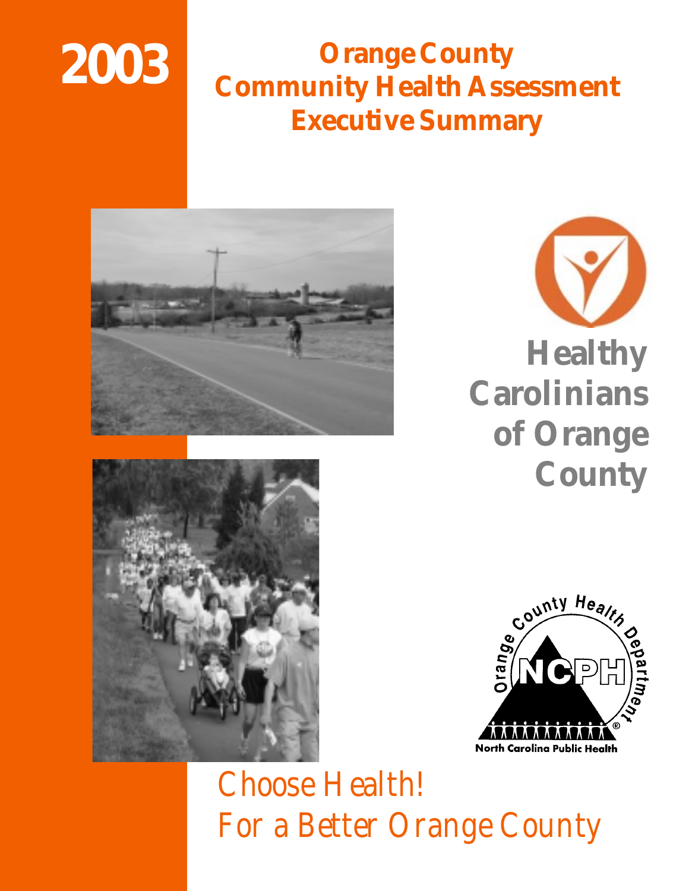# 2003

## Orange County Community Health Assessment Executive Summary

**Healthy Carolinians of Orange County**

Orange County Health Department

NCPH

North Carolina Public Health

*Choose Health!*
*For a Better Orange County*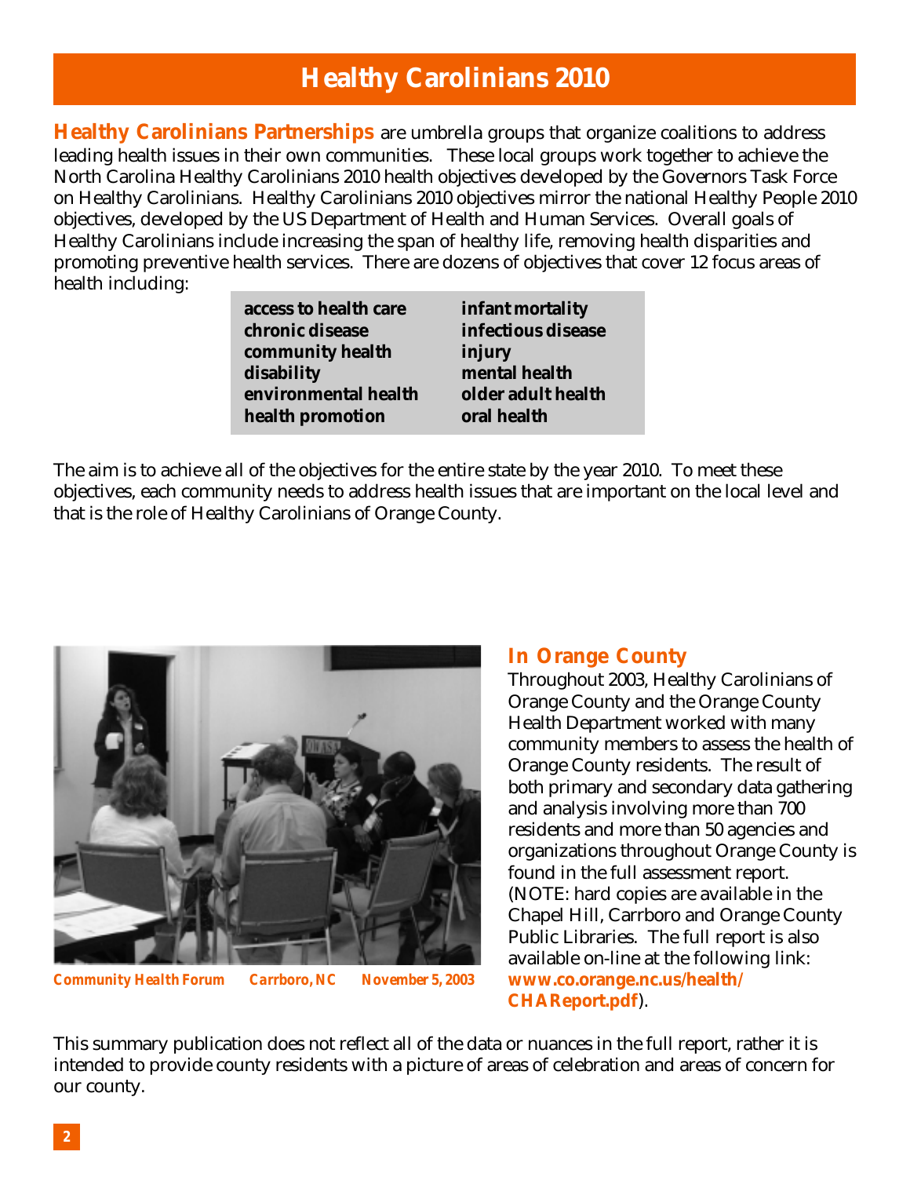# Healthy Carolinians 2010

**Healthy Carolinians Partnerships** are umbrella groups that organize coalitions to address leading health issues in their own communities. These local groups work together to achieve the North Carolina Healthy Carolinians 2010 health objectives developed by the Governors Task Force on Healthy Carolinians. Healthy Carolinians 2010 objectives mirror the national Healthy People 2010 objectives, developed by the US Department of Health and Human Services. Overall goals of Healthy Carolinians include increasing the span of healthy life, removing health disparities and promoting preventive health services. There are dozens of objectives that cover 12 focus areas of health including:

| | |
|---|---|
| **access to health care** | **infant mortality** |
| **chronic disease** | **infectious disease** |
| **community health** | **injury** |
| **disability** | **mental health** |
| **environmental health** | **older adult health** |
| **health promotion** | **oral health** |

The aim is to achieve all of the objectives for the entire state by the year 2010. To meet these objectives, each community needs to address health issues that are important on the local level and that is the role of Healthy Carolinians of Orange County.

*Community Health Forum     Carrboro, NC     November 5, 2003*

## In Orange County

Throughout 2003, Healthy Carolinians of Orange County and the Orange County Health Department worked with many community members to assess the health of Orange County residents. The result of both primary and secondary data gathering and analysis involving more than 700 residents and more than 50 agencies and organizations throughout Orange County is found in the full assessment report. (NOTE: hard copies are available in the Chapel Hill, Carrboro and Orange County Public Libraries. The full report is also available on-line at the following link: **www.co.orange.nc.us/health/CHAReport.pdf**).

This summary publication does not reflect all of the data or nuances in the full report, rather it is intended to provide county residents with a picture of areas of celebration and areas of concern for our county.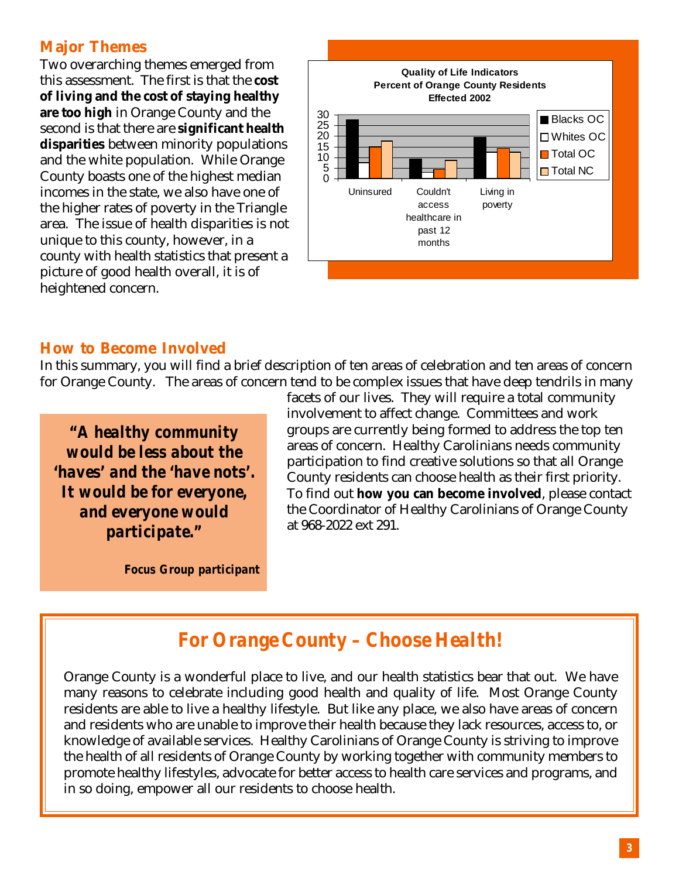## Major Themes

Two overarching themes emerged from this assessment. The first is that the **cost of living and the cost of staying healthy are too high** in Orange County and the second is that there are **significant health disparities** between minority populations and the white population. While Orange County boasts one of the highest median incomes in the state, we also have one of the higher rates of poverty in the Triangle area. The issue of health disparities is not unique to this county, however, in a county with health statistics that present a picture of good health overall, it is of heightened concern.

**Quality of Life Indicators**
**Percent of Orange County Residents Effected 2002**

| | Blacks OC | Whites OC | Total OC | Total NC |
|---|---|---|---|---|
| Uninsured | 27 | 7 | 15 | 17 |
| Couldn't access healthcare in past 12 months | 9 | 3 | 4 | 8 |
| Living in poverty | 19 | 12 | 14 | 12 |

## How to Become Involved

In this summary, you will find a brief description of ten areas of celebration and ten areas of concern for Orange County. The areas of concern tend to be complex issues that have deep tendrils in many facets of our lives. They will require a total community involvement to affect change. Committees and work groups are currently being formed to address the top ten areas of concern. Healthy Carolinians needs community participation to find creative solutions so that all Orange County residents can choose health as their first priority. To find out **how you can become involved**, please contact the Coordinator of Healthy Carolinians of Orange County at 968-2022 ext 291.

> ***"A healthy community would be less about the 'haves' and the 'have nots'. It would be for everyone, and everyone would participate."***
>
> ***Focus Group participant***

## *For Orange County – Choose Health!*

Orange County is a wonderful place to live, and our health statistics bear that out. We have many reasons to celebrate including good health and quality of life. Most Orange County residents are able to live a healthy lifestyle. But like any place, we also have areas of concern and residents who are unable to improve their health because they lack resources, access to, or knowledge of available services. Healthy Carolinians of Orange County is striving to improve the health of all residents of Orange County by working together with community members to promote healthy lifestyles, advocate for better access to health care services and programs, and in so doing, empower all our residents to choose health.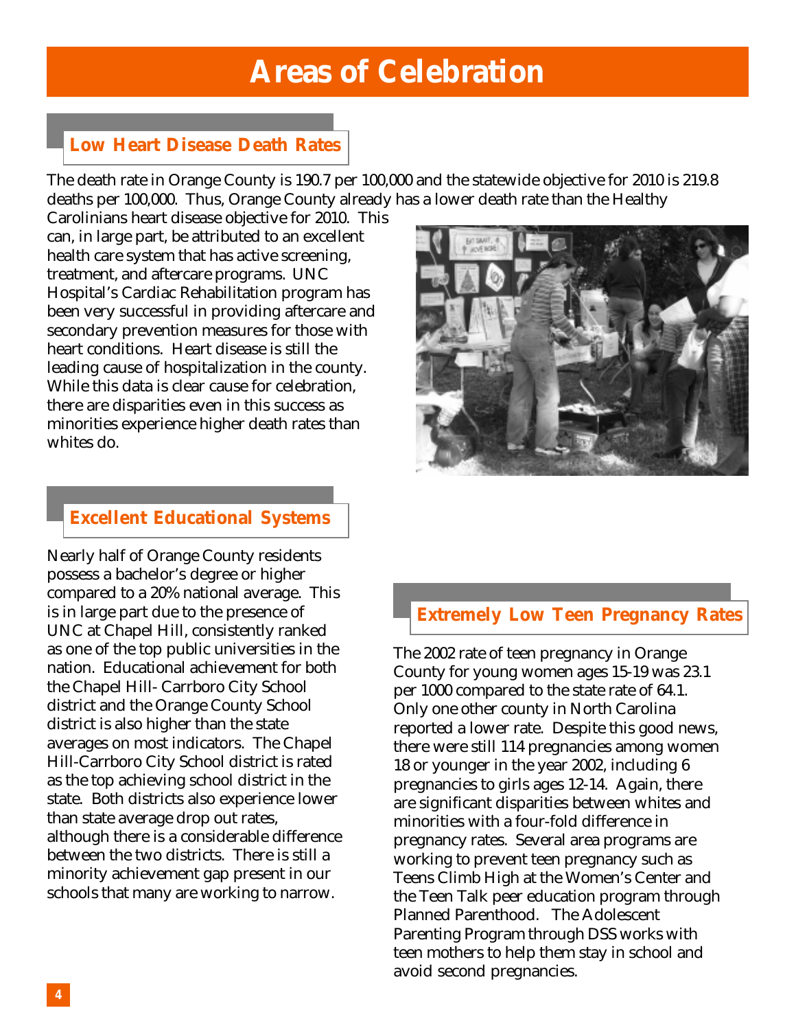# Areas of Celebration

## Low Heart Disease Death Rates

The death rate in Orange County is 190.7 per 100,000 and the statewide objective for 2010 is 219.8 deaths per 100,000. Thus, Orange County already has a lower death rate than the Healthy Carolinians heart disease objective for 2010. This can, in large part, be attributed to an excellent health care system that has active screening, treatment, and aftercare programs. UNC Hospital's Cardiac Rehabilitation program has been very successful in providing aftercare and secondary prevention measures for those with heart conditions. Heart disease is still the leading cause of hospitalization in the county. While this data is clear cause for celebration, there are disparities even in this success as minorities experience higher death rates than whites do.

## Excellent Educational Systems

Nearly half of Orange County residents possess a bachelor's degree or higher compared to a 20% national average. This is in large part due to the presence of UNC at Chapel Hill, consistently ranked as one of the top public universities in the nation. Educational achievement for both the Chapel Hill- Carrboro City School district and the Orange County School district is also higher than the state averages on most indicators. The Chapel Hill-Carrboro City School district is rated as the top achieving school district in the state. Both districts also experience lower than state average drop out rates, although there is a considerable difference between the two districts. There is still a minority achievement gap present in our schools that many are working to narrow.

## Extremely Low Teen Pregnancy Rates

The 2002 rate of teen pregnancy in Orange County for young women ages 15-19 was 23.1 per 1000 compared to the state rate of 64.1. Only one other county in North Carolina reported a lower rate. Despite this good news, there were still 114 pregnancies among women 18 or younger in the year 2002, including 6 pregnancies to girls ages 12-14. Again, there are significant disparities between whites and minorities with a four-fold difference in pregnancy rates. Several area programs are working to prevent teen pregnancy such as Teens Climb High at the Women's Center and the Teen Talk peer education program through Planned Parenthood. The Adolescent Parenting Program through DSS works with teen mothers to help them stay in school and avoid second pregnancies.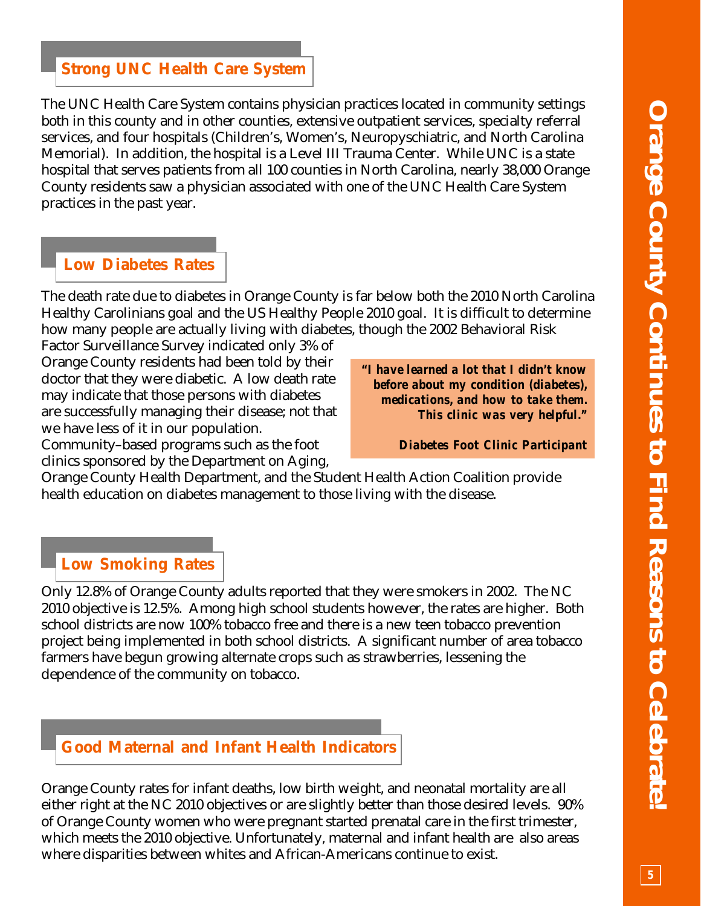## Strong UNC Health Care System

The UNC Health Care System contains physician practices located in community settings both in this county and in other counties, extensive outpatient services, specialty referral services, and four hospitals (Children's, Women's, Neuropyschiatric, and North Carolina Memorial). In addition, the hospital is a Level III Trauma Center. While UNC is a state hospital that serves patients from all 100 counties in North Carolina, nearly 38,000 Orange County residents saw a physician associated with one of the UNC Health Care System practices in the past year.

## Low Diabetes Rates

The death rate due to diabetes in Orange County is far below both the 2010 North Carolina Healthy Carolinians goal and the US Healthy People 2010 goal. It is difficult to determine how many people are actually living with diabetes, though the 2002 Behavioral Risk Factor Surveillance Survey indicated only 3% of Orange County residents had been told by their doctor that they were diabetic. A low death rate may indicate that those persons with diabetes are successfully managing their disease; not that we have less of it in our population. Community–based programs such as the foot clinics sponsored by the Department on Aging, Orange County Health Department, and the Student Health Action Coalition provide health education on diabetes management to those living with the disease.

> ***"I have learned a lot that I didn't know before about my condition (diabetes), medications, and how to take them. This clinic was very helpful."***
>
> ***Diabetes Foot Clinic Participant***

## Low Smoking Rates

Only 12.8% of Orange County adults reported that they were smokers in 2002. The NC 2010 objective is 12.5%. Among high school students however, the rates are higher. Both school districts are now 100% tobacco free and there is a new teen tobacco prevention project being implemented in both school districts. A significant number of area tobacco farmers have begun growing alternate crops such as strawberries, lessening the dependence of the community on tobacco.

## Good Maternal and Infant Health Indicators

Orange County rates for infant deaths, low birth weight, and neonatal mortality are all either right at the NC 2010 objectives or are slightly better than those desired levels. 90% of Orange County women who were pregnant started prenatal care in the first trimester, which meets the 2010 objective. Unfortunately, maternal and infant health are also areas where disparities between whites and African-Americans continue to exist.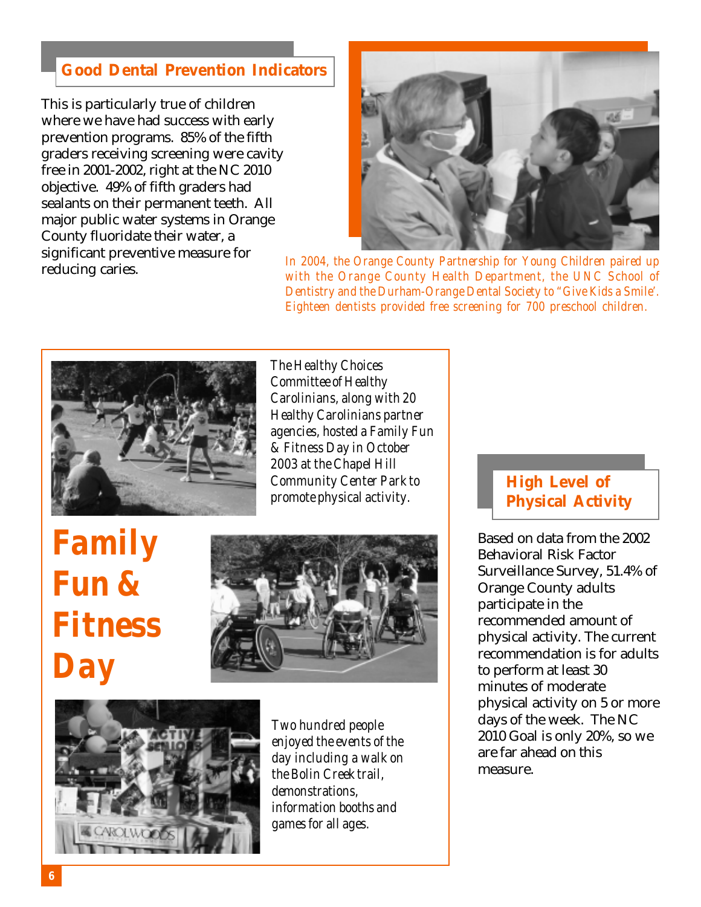## Good Dental Prevention Indicators

This is particularly true of children where we have had success with early prevention programs. 85% of the fifth graders receiving screening were cavity free in 2001-2002, right at the NC 2010 objective. 49% of fifth graders had sealants on their permanent teeth. All major public water systems in Orange County fluoridate their water, a significant preventive measure for reducing caries.

*In 2004, the Orange County Partnership for Young Children paired up with the Orange County Health Department, the UNC School of Dentistry and the Durham-Orange Dental Society to "Give Kids a Smile'. Eighteen dentists provided free screening for 700 preschool children.*

## Family Fun & Fitness Day

*The Healthy Choices Committee of Healthy Carolinians, along with 20 Healthy Carolinians partner agencies, hosted a Family Fun & Fitness Day in October 2003 at the Chapel Hill Community Center Park to promote physical activity.*

*Two hundred people enjoyed the events of the day including a walk on the Bolin Creek trail, demonstrations, information booths and games for all ages.*

## High Level of Physical Activity

Based on data from the 2002 Behavioral Risk Factor Surveillance Survey, 51.4% of Orange County adults participate in the recommended amount of physical activity. The current recommendation is for adults to perform at least 30 minutes of moderate physical activity on 5 or more days of the week. The NC 2010 Goal is only 20%, so we are far ahead on this measure.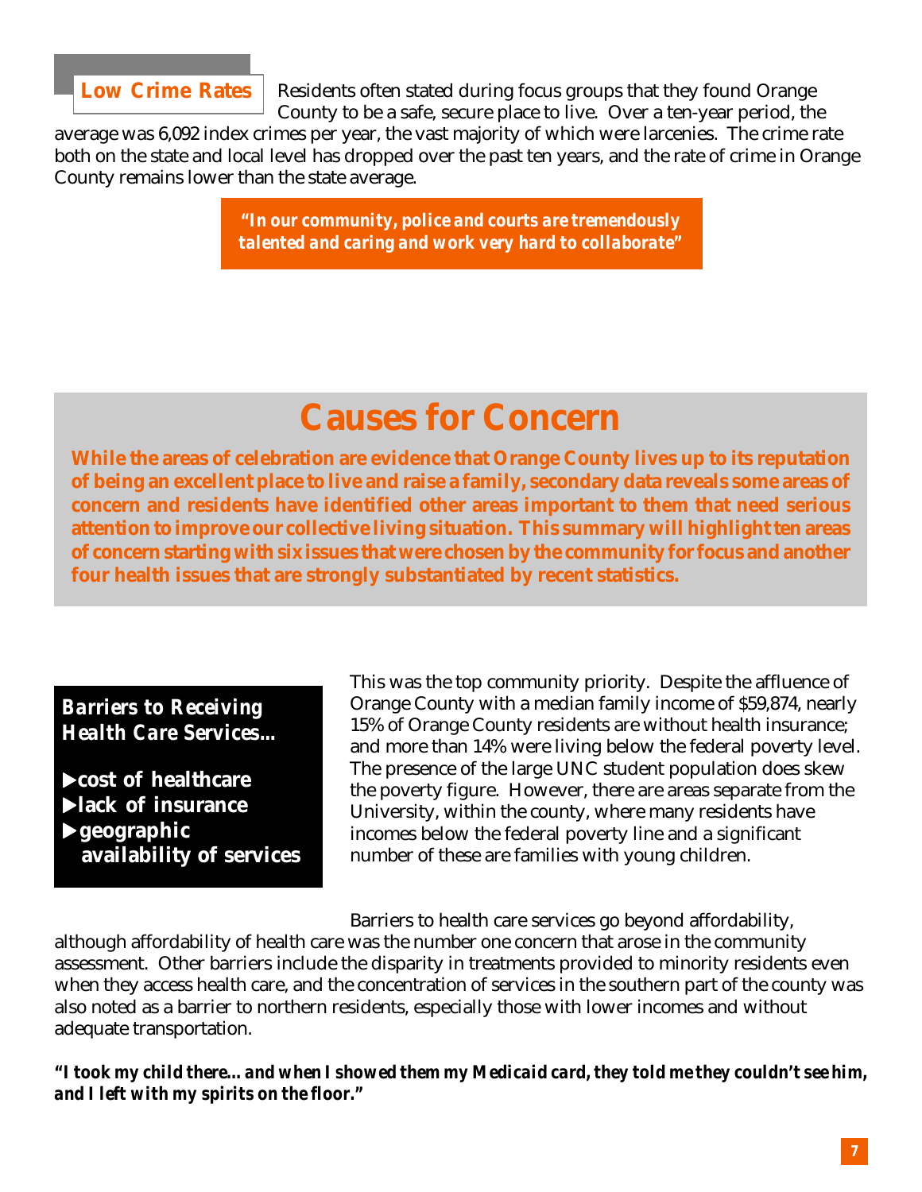**Low Crime Rates** Residents often stated during focus groups that they found Orange County to be a safe, secure place to live. Over a ten-year period, the average was 6,092 index crimes per year, the vast majority of which were larcenies. The crime rate both on the state and local level has dropped over the past ten years, and the rate of crime in Orange County remains lower than the state average.

> ***"In our community, police and courts are tremendously talented and caring and work very hard to collaborate"***

# Causes for Concern

**While the areas of celebration are evidence that Orange County lives up to its reputation of being an excellent place to live and raise a family, secondary data reveals some areas of concern and residents have identified other areas important to them that need serious attention to improve our collective living situation. This summary will highlight ten areas of concern starting with six issues that were chosen by the community for focus and another four health issues that are strongly substantiated by recent statistics.**

### *Barriers to Receiving Health Care Services...*

- **cost of healthcare**
- **lack of insurance**
- **geographic availability of services**

This was the top community priority. Despite the affluence of Orange County with a median family income of $59,874, nearly 15% of Orange County residents are without health insurance; and more than 14% were living below the federal poverty level. The presence of the large UNC student population does skew the poverty figure. However, there are areas separate from the University, within the county, where many residents have incomes below the federal poverty line and a significant number of these are families with young children.

Barriers to health care services go beyond affordability, although affordability of health care was the number one concern that arose in the community assessment. Other barriers include the disparity in treatments provided to minority residents even when they access health care, and the concentration of services in the southern part of the county was also noted as a barrier to northern residents, especially those with lower incomes and without adequate transportation.

***"I took my child there... and when I showed them my Medicaid card, they told me they couldn't see him, and I left with my spirits on the floor."***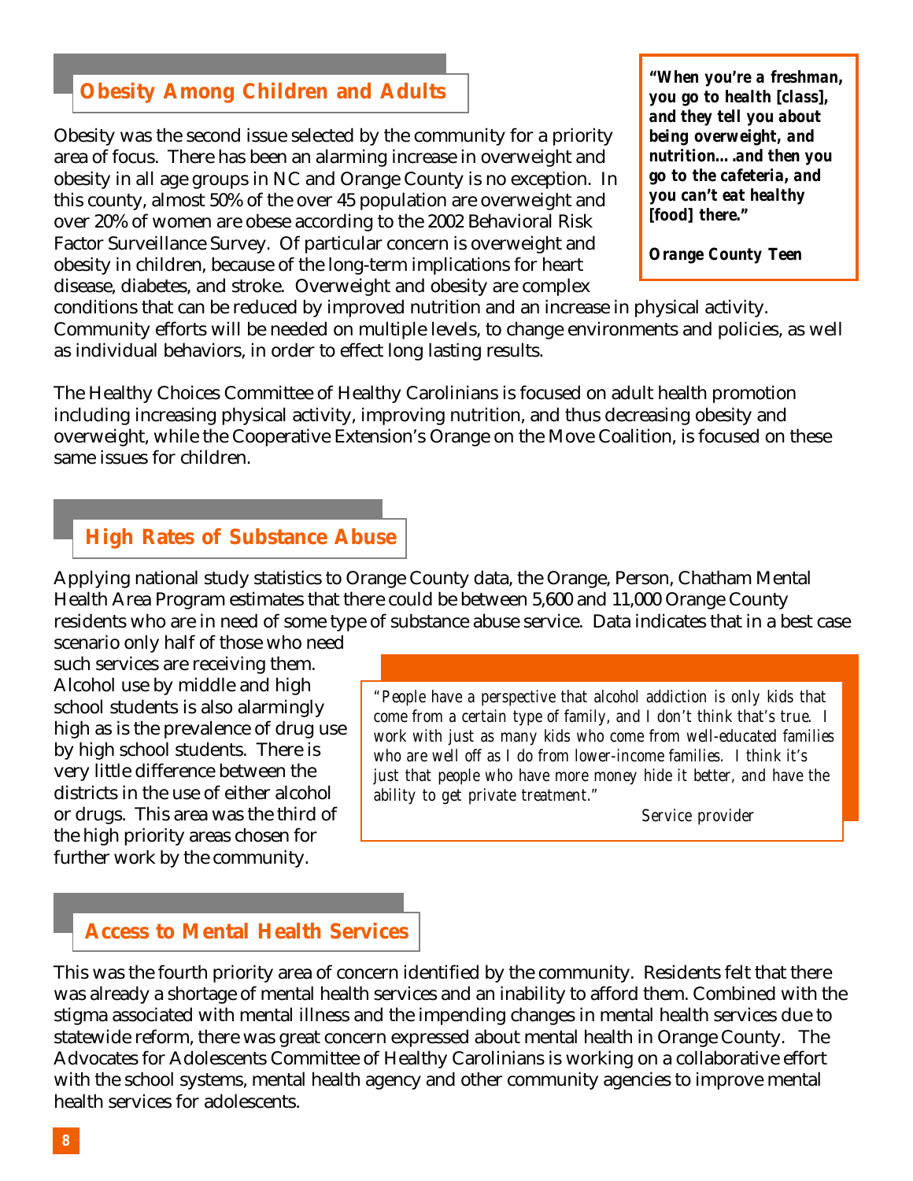## Obesity Among Children and Adults

> ***"When you're a freshman, you go to health [class], and they tell you about being overweight, and nutrition….and then you go to the cafeteria, and you can't eat healthy [food] there."***
>
> ***Orange County Teen***

Obesity was the second issue selected by the community for a priority area of focus. There has been an alarming increase in overweight and obesity in all age groups in NC and Orange County is no exception. In this county, almost 50% of the over 45 population are overweight and over 20% of women are obese according to the 2002 Behavioral Risk Factor Surveillance Survey. Of particular concern is overweight and obesity in children, because of the long-term implications for heart disease, diabetes, and stroke. Overweight and obesity are complex conditions that can be reduced by improved nutrition and an increase in physical activity. Community efforts will be needed on multiple levels, to change environments and policies, as well as individual behaviors, in order to effect long lasting results.

The Healthy Choices Committee of Healthy Carolinians is focused on adult health promotion including increasing physical activity, improving nutrition, and thus decreasing obesity and overweight, while the Cooperative Extension's Orange on the Move Coalition, is focused on these same issues for children.

## High Rates of Substance Abuse

Applying national study statistics to Orange County data, the Orange, Person, Chatham Mental Health Area Program estimates that there could be between 5,600 and 11,000 Orange County residents who are in need of some type of substance abuse service. Data indicates that in a best case scenario only half of those who need such services are receiving them. Alcohol use by middle and high school students is also alarmingly high as is the prevalence of drug use by high school students. There is very little difference between the districts in the use of either alcohol or drugs. This area was the third of the high priority areas chosen for further work by the community.

> "People have a perspective that alcohol addiction is only kids that come from a certain type of family, and I don't think that's true. I work with just as many kids who come from well-educated families who are well off as I do from lower-income families. I think it's just that people who have more money hide it better, and have the ability to get private treatment."
>
> Service provider

## Access to Mental Health Services

This was the fourth priority area of concern identified by the community. Residents felt that there was already a shortage of mental health services and an inability to afford them. Combined with the stigma associated with mental illness and the impending changes in mental health services due to statewide reform, there was great concern expressed about mental health in Orange County. The Advocates for Adolescents Committee of Healthy Carolinians is working on a collaborative effort with the school systems, mental health agency and other community agencies to improve mental health services for adolescents.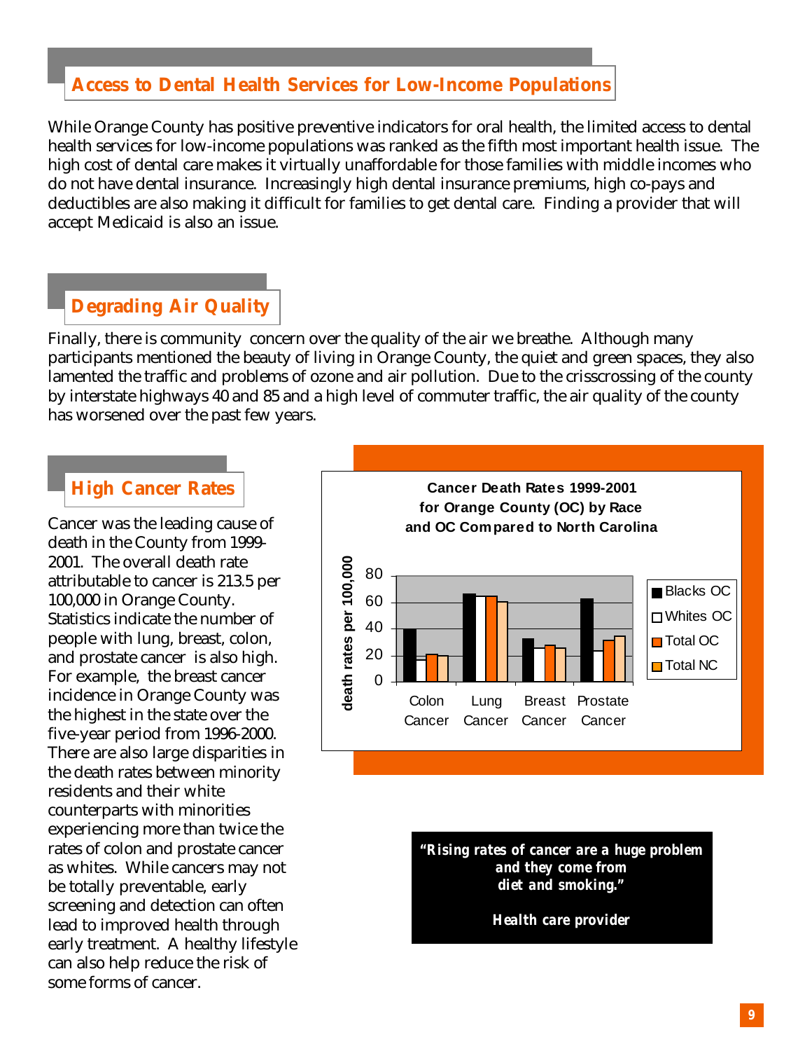## Access to Dental Health Services for Low-Income Populations

While Orange County has positive preventive indicators for oral health, the limited access to dental health services for low-income populations was ranked as the fifth most important health issue. The high cost of dental care makes it virtually unaffordable for those families with middle incomes who do not have dental insurance. Increasingly high dental insurance premiums, high co-pays and deductibles are also making it difficult for families to get dental care. Finding a provider that will accept Medicaid is also an issue.

## Degrading Air Quality

Finally, there is community concern over the quality of the air we breathe. Although many participants mentioned the beauty of living in Orange County, the quiet and green spaces, they also lamented the traffic and problems of ozone and air pollution. Due to the crisscrossing of the county by interstate highways 40 and 85 and a high level of commuter traffic, the air quality of the county has worsened over the past few years.

## High Cancer Rates

Cancer was the leading cause of death in the County from 1999-2001. The overall death rate attributable to cancer is 213.5 per 100,000 in Orange County. Statistics indicate the number of people with lung, breast, colon, and prostate cancer is also high. For example, the breast cancer incidence in Orange County was the highest in the state over the five-year period from 1996-2000. There are also large disparities in the death rates between minority residents and their white counterparts with minorities experiencing more than twice the rates of colon and prostate cancer as whites. While cancers may not be totally preventable, early screening and detection can often lead to improved health through early treatment. A healthy lifestyle can also help reduce the risk of some forms of cancer.

**Cancer Death Rates 1999-2001 for Orange County (OC) by Race and OC Compared to North Carolina**

| death rates per 100,000 | Colon Cancer | Lung Cancer | Breast Cancer | Prostate Cancer |
|---|---|---|---|---|
| Blacks OC | ~40 | ~66 | ~33 | ~62 |
| Whites OC | ~17 | ~65 | ~26 | ~24 |
| Total OC | ~21 | ~65 | ~28 | ~32 |
| Total NC | ~20 | ~60 | ~26 | ~35 |

***"Rising rates of cancer are a huge problem and they come from diet and smoking."***

***Health care provider***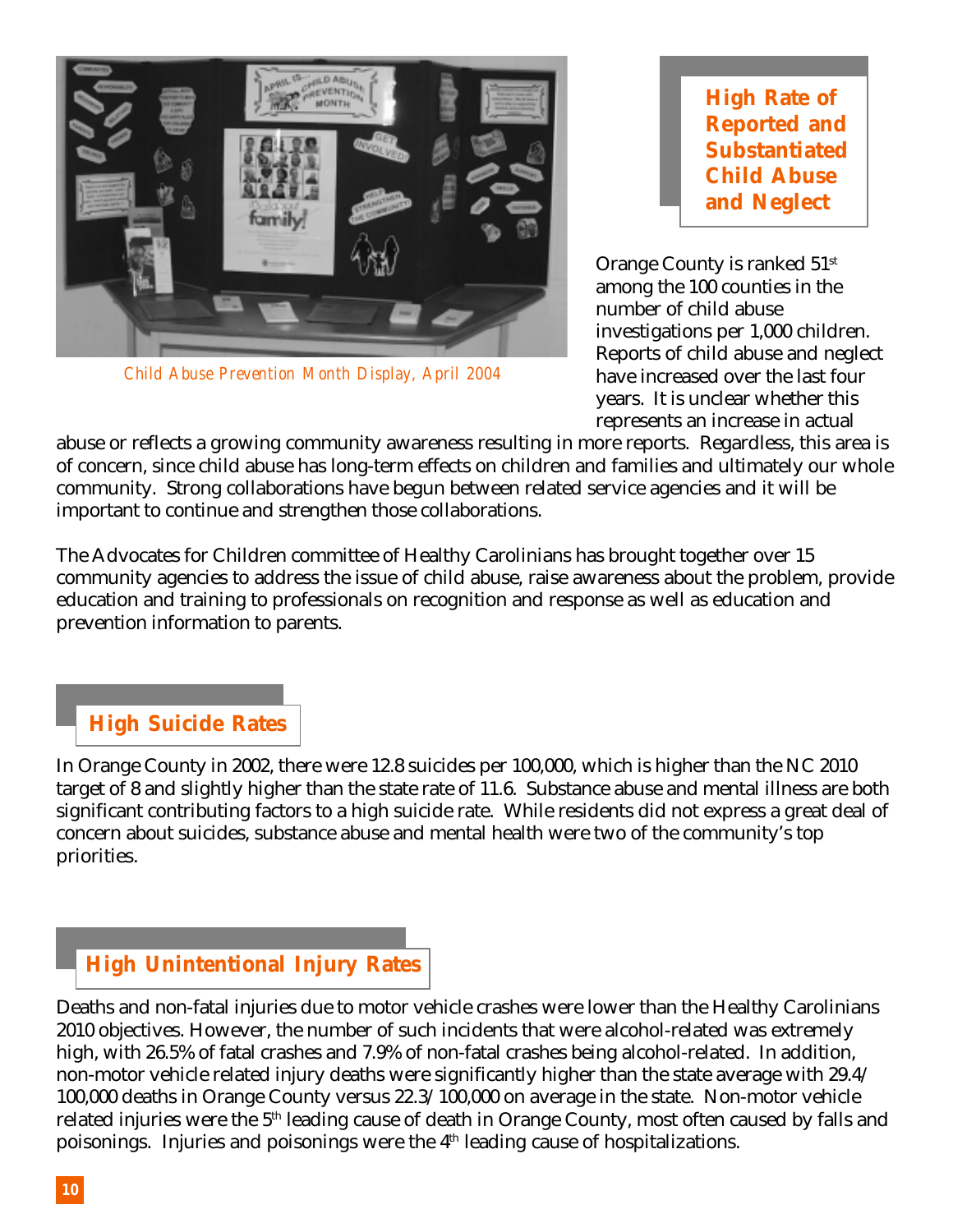Child Abuse Prevention Month Display, April 2004

## High Rate of Reported and Substantiated Child Abuse and Neglect

Orange County is ranked 51st among the 100 counties in the number of child abuse investigations per 1,000 children. Reports of child abuse and neglect have increased over the last four years. It is unclear whether this represents an increase in actual abuse or reflects a growing community awareness resulting in more reports. Regardless, this area is of concern, since child abuse has long-term effects on children and families and ultimately our whole community. Strong collaborations have begun between related service agencies and it will be important to continue and strengthen those collaborations.

The Advocates for Children committee of Healthy Carolinians has brought together over 15 community agencies to address the issue of child abuse, raise awareness about the problem, provide education and training to professionals on recognition and response as well as education and prevention information to parents.

## High Suicide Rates

In Orange County in 2002, there were 12.8 suicides per 100,000, which is higher than the NC 2010 target of 8 and slightly higher than the state rate of 11.6. Substance abuse and mental illness are both significant contributing factors to a high suicide rate. While residents did not express a great deal of concern about suicides, substance abuse and mental health were two of the community's top priorities.

## High Unintentional Injury Rates

Deaths and non-fatal injuries due to motor vehicle crashes were lower than the Healthy Carolinians 2010 objectives. However, the number of such incidents that were alcohol-related was extremely high, with 26.5% of fatal crashes and 7.9% of non-fatal crashes being alcohol-related. In addition, non-motor vehicle related injury deaths were significantly higher than the state average with 29.4/100,000 deaths in Orange County versus 22.3/100,000 on average in the state. Non-motor vehicle related injuries were the 5th leading cause of death in Orange County, most often caused by falls and poisonings. Injuries and poisonings were the 4th leading cause of hospitalizations.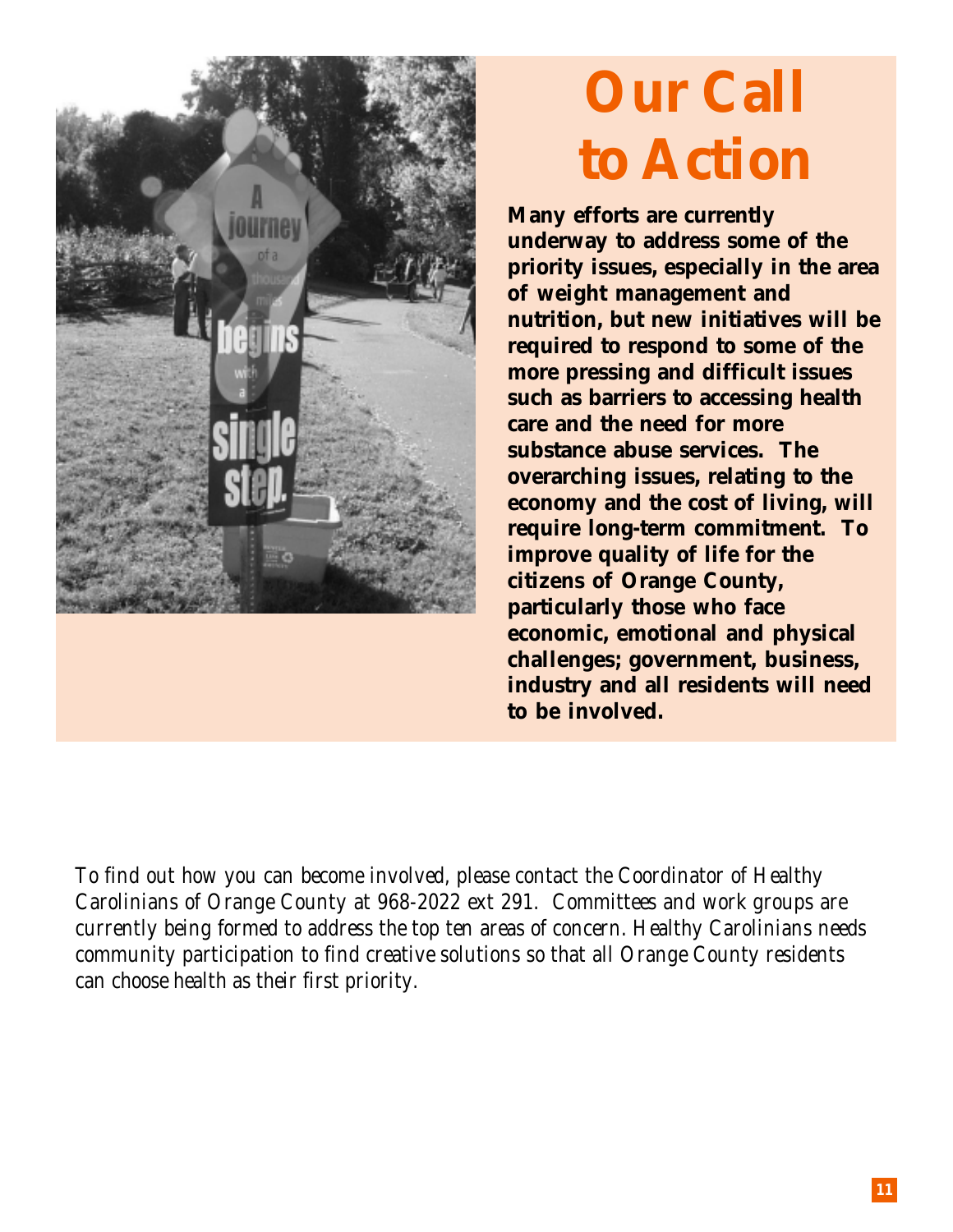# Our Call to Action

**Many efforts are currently underway to address some of the priority issues, especially in the area of weight management and nutrition, but new initiatives will be required to respond to some of the more pressing and difficult issues such as barriers to accessing health care and the need for more substance abuse services. The overarching issues, relating to the economy and the cost of living, will require long-term commitment. To improve quality of life for the citizens of Orange County, particularly those who face economic, emotional and physical challenges; government, business, industry and all residents will need to be involved.**

To find out how you can become involved, please contact the Coordinator of Healthy Carolinians of Orange County at 968-2022 ext 291. Committees and work groups are currently being formed to address the top ten areas of concern. Healthy Carolinians needs community participation to find creative solutions so that all Orange County residents can choose health as their first priority.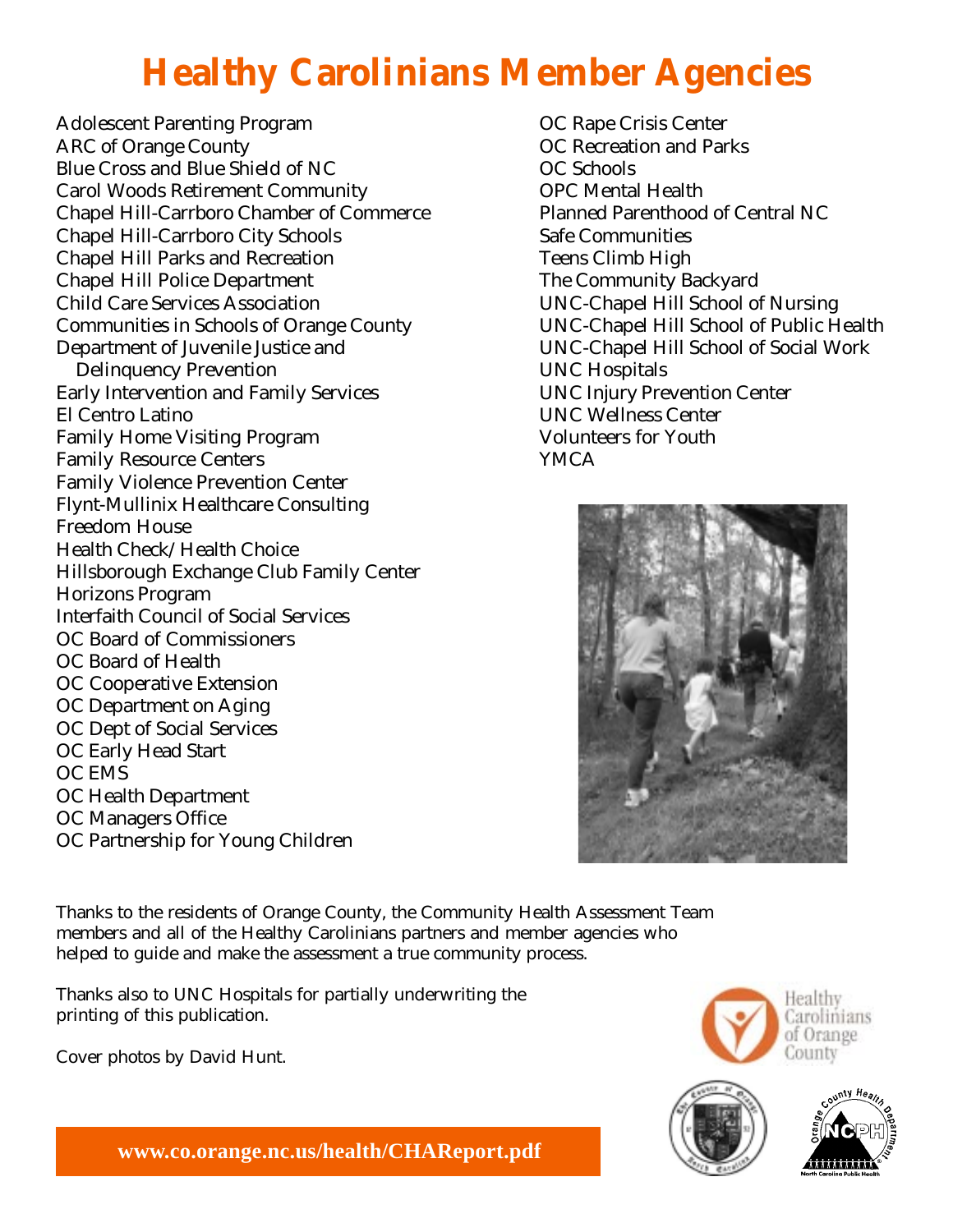# Healthy Carolinians Member Agencies

Adolescent Parenting Program
ARC of Orange County
Blue Cross and Blue Shield of NC
Carol Woods Retirement Community
Chapel Hill-Carrboro Chamber of Commerce
Chapel Hill-Carrboro City Schools
Chapel Hill Parks and Recreation
Chapel Hill Police Department
Child Care Services Association
Communities in Schools of Orange County
Department of Juvenile Justice and Delinquency Prevention
Early Intervention and Family Services
El Centro Latino
Family Home Visiting Program
Family Resource Centers
Family Violence Prevention Center
Flynt-Mullinix Healthcare Consulting
Freedom House
Health Check/ Health Choice
Hillsborough Exchange Club Family Center
Horizons Program
Interfaith Council of Social Services
OC Board of Commissioners
OC Board of Health
OC Cooperative Extension
OC Department on Aging
OC Dept of Social Services
OC Early Head Start
OC EMS
OC Health Department
OC Managers Office
OC Partnership for Young Children
OC Rape Crisis Center
OC Recreation and Parks
OC Schools
OPC Mental Health
Planned Parenthood of Central NC
Safe Communities
Teens Climb High
The Community Backyard
UNC-Chapel Hill School of Nursing
UNC-Chapel Hill School of Public Health
UNC-Chapel Hill School of Social Work
UNC Hospitals
UNC Injury Prevention Center
UNC Wellness Center
Volunteers for Youth
YMCA

Thanks to the residents of Orange County, the Community Health Assessment Team members and all of the Healthy Carolinians partners and member agencies who helped to guide and make the assessment a true community process.

Thanks also to UNC Hospitals for partially underwriting the printing of this publication.

Cover photos by David Hunt.

Healthy Carolinians of Orange County

**www.co.orange.nc.us/health/CHAReport.pdf**